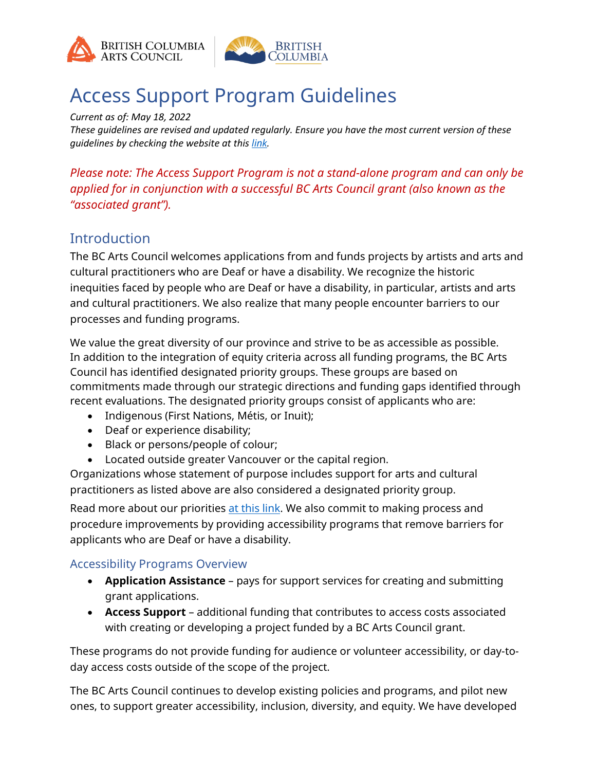# Access Support Program Guidelines

*Current as of: May 18, 2022*
*These guidelines are revised and updated regularly. Ensure you have the most current version of these guidelines by checking the website at this link.*

*Please note: The Access Support Program is not a stand-alone program and can only be applied for in conjunction with a successful BC Arts Council grant (also known as the "associated grant").*

## Introduction

The BC Arts Council welcomes applications from and funds projects by artists and arts and cultural practitioners who are Deaf or have a disability. We recognize the historic inequities faced by people who are Deaf or have a disability, in particular, artists and arts and cultural practitioners. We also realize that many people encounter barriers to our processes and funding programs.

We value the great diversity of our province and strive to be as accessible as possible. In addition to the integration of equity criteria across all funding programs, the BC Arts Council has identified designated priority groups. These groups are based on commitments made through our strategic directions and funding gaps identified through recent evaluations. The designated priority groups consist of applicants who are:

- Indigenous (First Nations, Métis, or Inuit);
- Deaf or experience disability;
- Black or persons/people of colour;
- Located outside greater Vancouver or the capital region.

Organizations whose statement of purpose includes support for arts and cultural practitioners as listed above are also considered a designated priority group.

Read more about our priorities at this link. We also commit to making process and procedure improvements by providing accessibility programs that remove barriers for applicants who are Deaf or have a disability.

### Accessibility Programs Overview

- **Application Assistance** – pays for support services for creating and submitting grant applications.
- **Access Support** – additional funding that contributes to access costs associated with creating or developing a project funded by a BC Arts Council grant.

These programs do not provide funding for audience or volunteer accessibility, or day-to-day access costs outside of the scope of the project.

The BC Arts Council continues to develop existing policies and programs, and pilot new ones, to support greater accessibility, inclusion, diversity, and equity. We have developed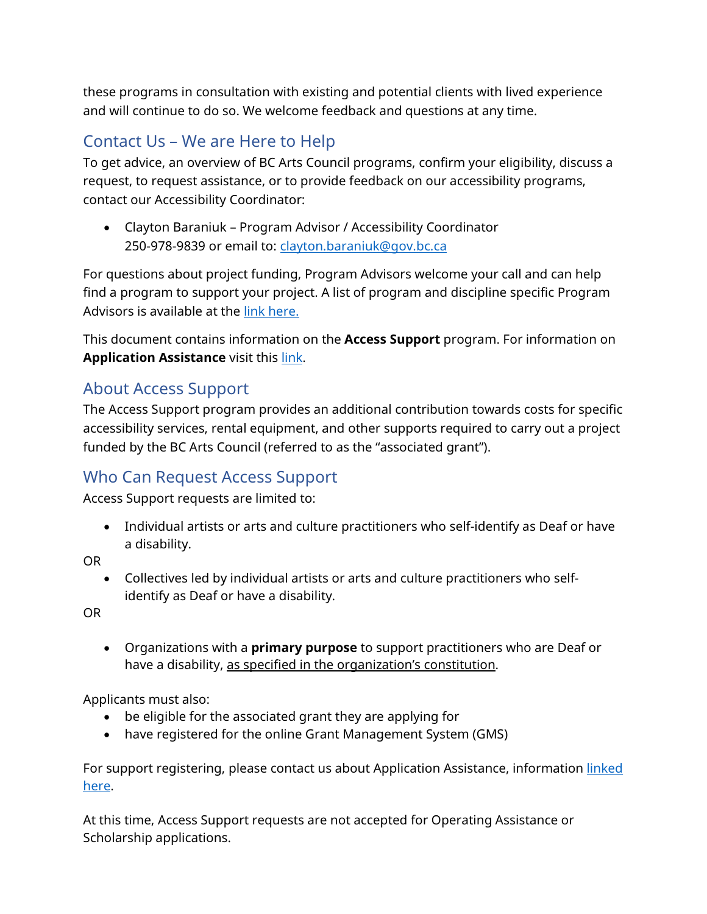these programs in consultation with existing and potential clients with lived experience and will continue to do so. We welcome feedback and questions at any time.

## Contact Us – We are Here to Help

To get advice, an overview of BC Arts Council programs, confirm your eligibility, discuss a request, to request assistance, or to provide feedback on our accessibility programs, contact our Accessibility Coordinator:

- Clayton Baraniuk – Program Advisor / Accessibility Coordinator
  250-978-9839 or email to: [clayton.baraniuk@gov.bc.ca](mailto:clayton.baraniuk@gov.bc.ca)

For questions about project funding, Program Advisors welcome your call and can help find a program to support your project. A list of program and discipline specific Program Advisors is available at the [link here.]()

This document contains information on the **Access Support** program. For information on **Application Assistance** visit this [link]().

## About Access Support

The Access Support program provides an additional contribution towards costs for specific accessibility services, rental equipment, and other supports required to carry out a project funded by the BC Arts Council (referred to as the "associated grant").

## Who Can Request Access Support

Access Support requests are limited to:

- Individual artists or arts and culture practitioners who self-identify as Deaf or have a disability.

OR

- Collectives led by individual artists or arts and culture practitioners who self-identify as Deaf or have a disability.

OR

- Organizations with a **primary purpose** to support practitioners who are Deaf or have a disability, <u>as specified in the organization's constitution</u>.

Applicants must also:

- be eligible for the associated grant they are applying for
- have registered for the online Grant Management System (GMS)

For support registering, please contact us about Application Assistance, information [linked here]().

At this time, Access Support requests are not accepted for Operating Assistance or Scholarship applications.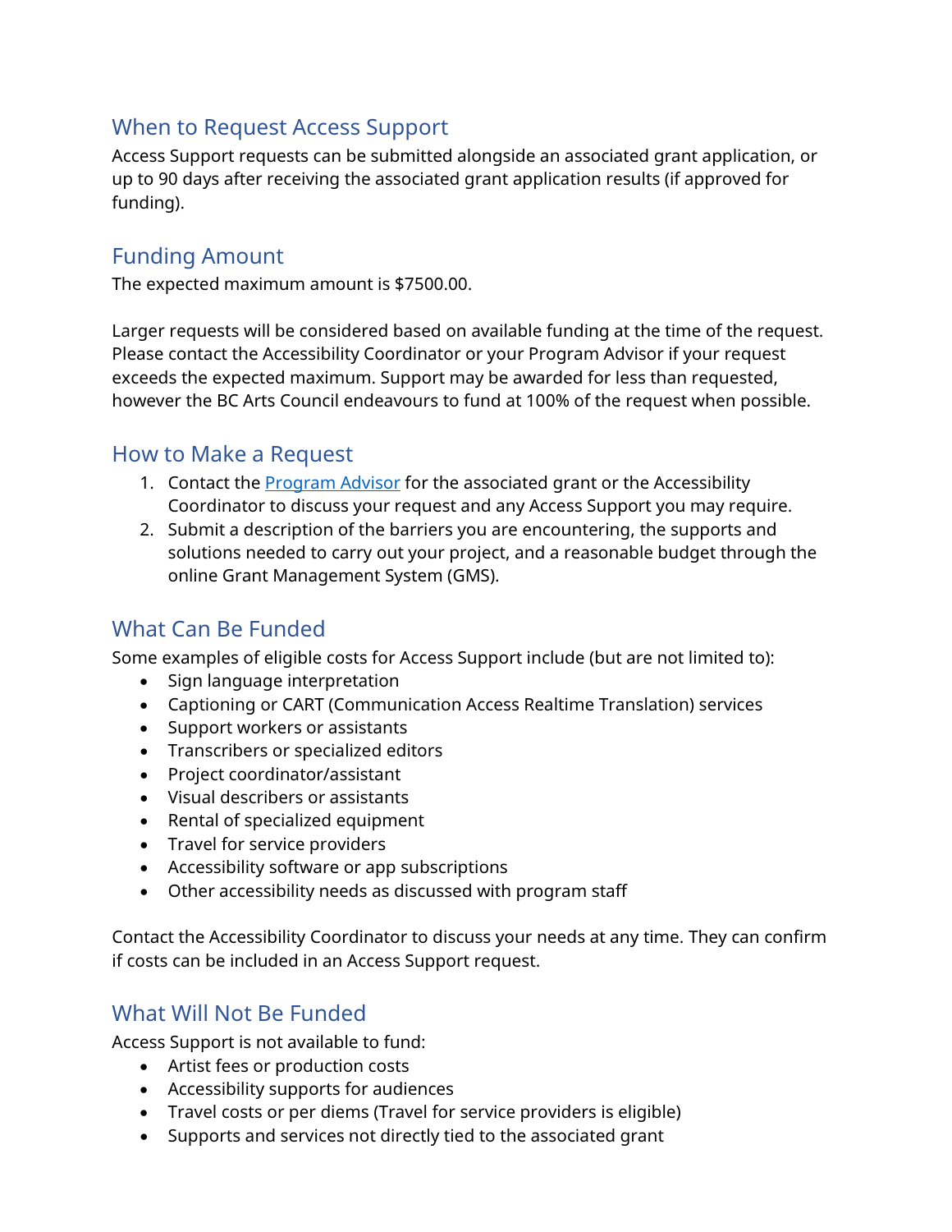## When to Request Access Support

Access Support requests can be submitted alongside an associated grant application, or up to 90 days after receiving the associated grant application results (if approved for funding).

## Funding Amount

The expected maximum amount is $7500.00.

Larger requests will be considered based on available funding at the time of the request. Please contact the Accessibility Coordinator or your Program Advisor if your request exceeds the expected maximum. Support may be awarded for less than requested, however the BC Arts Council endeavours to fund at 100% of the request when possible.

## How to Make a Request

1. Contact the [Program Advisor]() for the associated grant or the Accessibility Coordinator to discuss your request and any Access Support you may require.
2. Submit a description of the barriers you are encountering, the supports and solutions needed to carry out your project, and a reasonable budget through the online Grant Management System (GMS).

## What Can Be Funded

Some examples of eligible costs for Access Support include (but are not limited to):

- Sign language interpretation
- Captioning or CART (Communication Access Realtime Translation) services
- Support workers or assistants
- Transcribers or specialized editors
- Project coordinator/assistant
- Visual describers or assistants
- Rental of specialized equipment
- Travel for service providers
- Accessibility software or app subscriptions
- Other accessibility needs as discussed with program staff

Contact the Accessibility Coordinator to discuss your needs at any time. They can confirm if costs can be included in an Access Support request.

## What Will Not Be Funded

Access Support is not available to fund:

- Artist fees or production costs
- Accessibility supports for audiences
- Travel costs or per diems (Travel for service providers is eligible)
- Supports and services not directly tied to the associated grant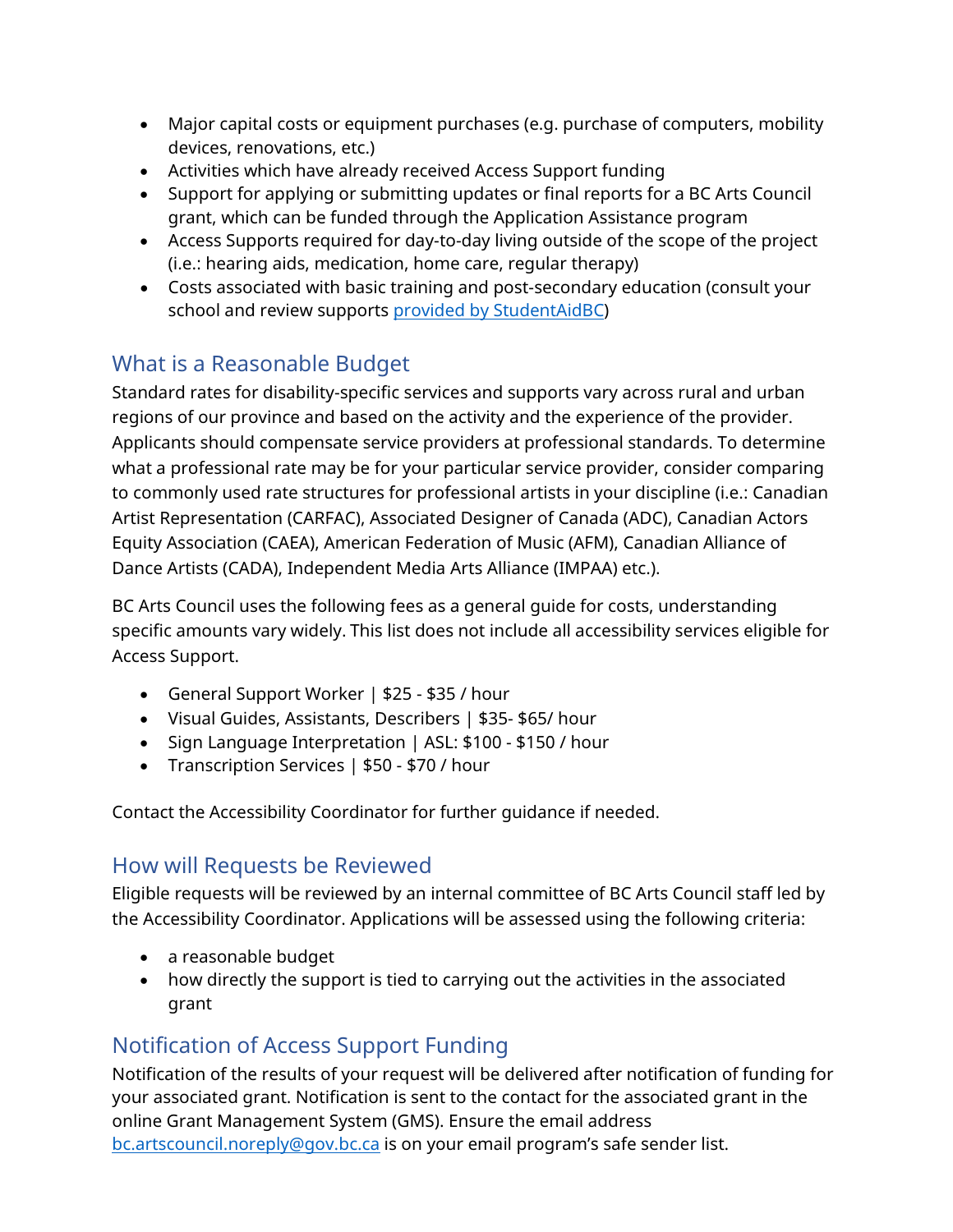- Major capital costs or equipment purchases (e.g. purchase of computers, mobility devices, renovations, etc.)
- Activities which have already received Access Support funding
- Support for applying or submitting updates or final reports for a BC Arts Council grant, which can be funded through the Application Assistance program
- Access Supports required for day-to-day living outside of the scope of the project (i.e.: hearing aids, medication, home care, regular therapy)
- Costs associated with basic training and post-secondary education (consult your school and review supports [provided by StudentAidBC](provided by StudentAidBC))

## What is a Reasonable Budget

Standard rates for disability-specific services and supports vary across rural and urban regions of our province and based on the activity and the experience of the provider. Applicants should compensate service providers at professional standards. To determine what a professional rate may be for your particular service provider, consider comparing to commonly used rate structures for professional artists in your discipline (i.e.: Canadian Artist Representation (CARFAC), Associated Designer of Canada (ADC), Canadian Actors Equity Association (CAEA), American Federation of Music (AFM), Canadian Alliance of Dance Artists (CADA), Independent Media Arts Alliance (IMPAA) etc.).

BC Arts Council uses the following fees as a general guide for costs, understanding specific amounts vary widely. This list does not include all accessibility services eligible for Access Support.

- General Support Worker | $25 - $35 / hour
- Visual Guides, Assistants, Describers | $35- $65/ hour
- Sign Language Interpretation | ASL: $100 - $150 / hour
- Transcription Services | $50 - $70 / hour

Contact the Accessibility Coordinator for further guidance if needed.

## How will Requests be Reviewed

Eligible requests will be reviewed by an internal committee of BC Arts Council staff led by the Accessibility Coordinator. Applications will be assessed using the following criteria:

- a reasonable budget
- how directly the support is tied to carrying out the activities in the associated grant

## Notification of Access Support Funding

Notification of the results of your request will be delivered after notification of funding for your associated grant. Notification is sent to the contact for the associated grant in the online Grant Management System (GMS). Ensure the email address bc.artscouncil.noreply@gov.bc.ca is on your email program's safe sender list.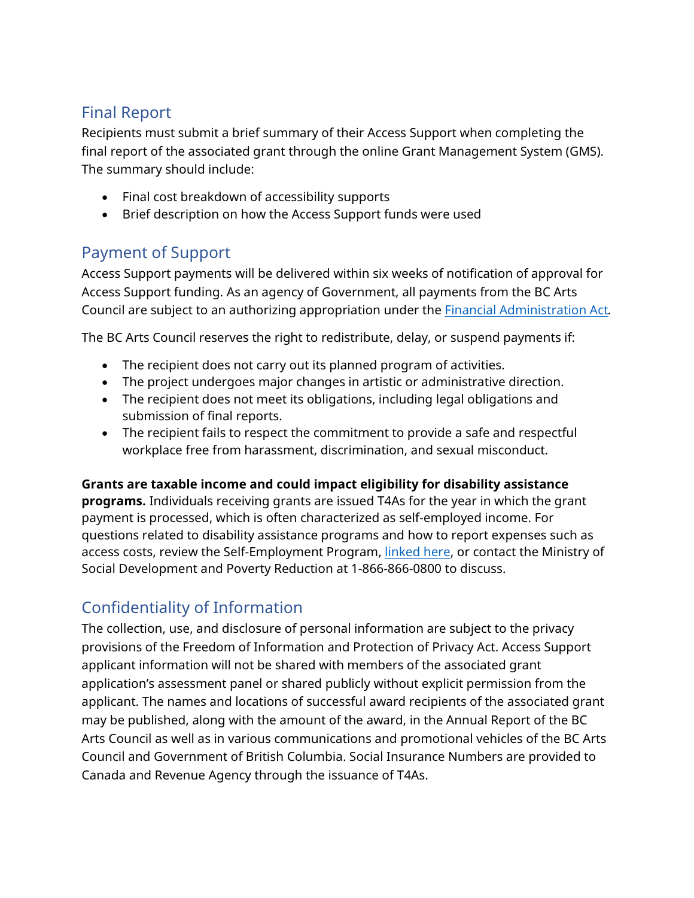## Final Report

Recipients must submit a brief summary of their Access Support when completing the final report of the associated grant through the online Grant Management System (GMS). The summary should include:

- Final cost breakdown of accessibility supports
- Brief description on how the Access Support funds were used

## Payment of Support

Access Support payments will be delivered within six weeks of notification of approval for Access Support funding. As an agency of Government, all payments from the BC Arts Council are subject to an authorizing appropriation under the Financial Administration Act.

The BC Arts Council reserves the right to redistribute, delay, or suspend payments if:

- The recipient does not carry out its planned program of activities.
- The project undergoes major changes in artistic or administrative direction.
- The recipient does not meet its obligations, including legal obligations and submission of final reports.
- The recipient fails to respect the commitment to provide a safe and respectful workplace free from harassment, discrimination, and sexual misconduct.

**Grants are taxable income and could impact eligibility for disability assistance programs.** Individuals receiving grants are issued T4As for the year in which the grant payment is processed, which is often characterized as self-employed income. For questions related to disability assistance programs and how to report expenses such as access costs, review the Self-Employment Program, linked here, or contact the Ministry of Social Development and Poverty Reduction at 1-866-866-0800 to discuss.

## Confidentiality of Information

The collection, use, and disclosure of personal information are subject to the privacy provisions of the Freedom of Information and Protection of Privacy Act. Access Support applicant information will not be shared with members of the associated grant application's assessment panel or shared publicly without explicit permission from the applicant. The names and locations of successful award recipients of the associated grant may be published, along with the amount of the award, in the Annual Report of the BC Arts Council as well as in various communications and promotional vehicles of the BC Arts Council and Government of British Columbia. Social Insurance Numbers are provided to Canada and Revenue Agency through the issuance of T4As.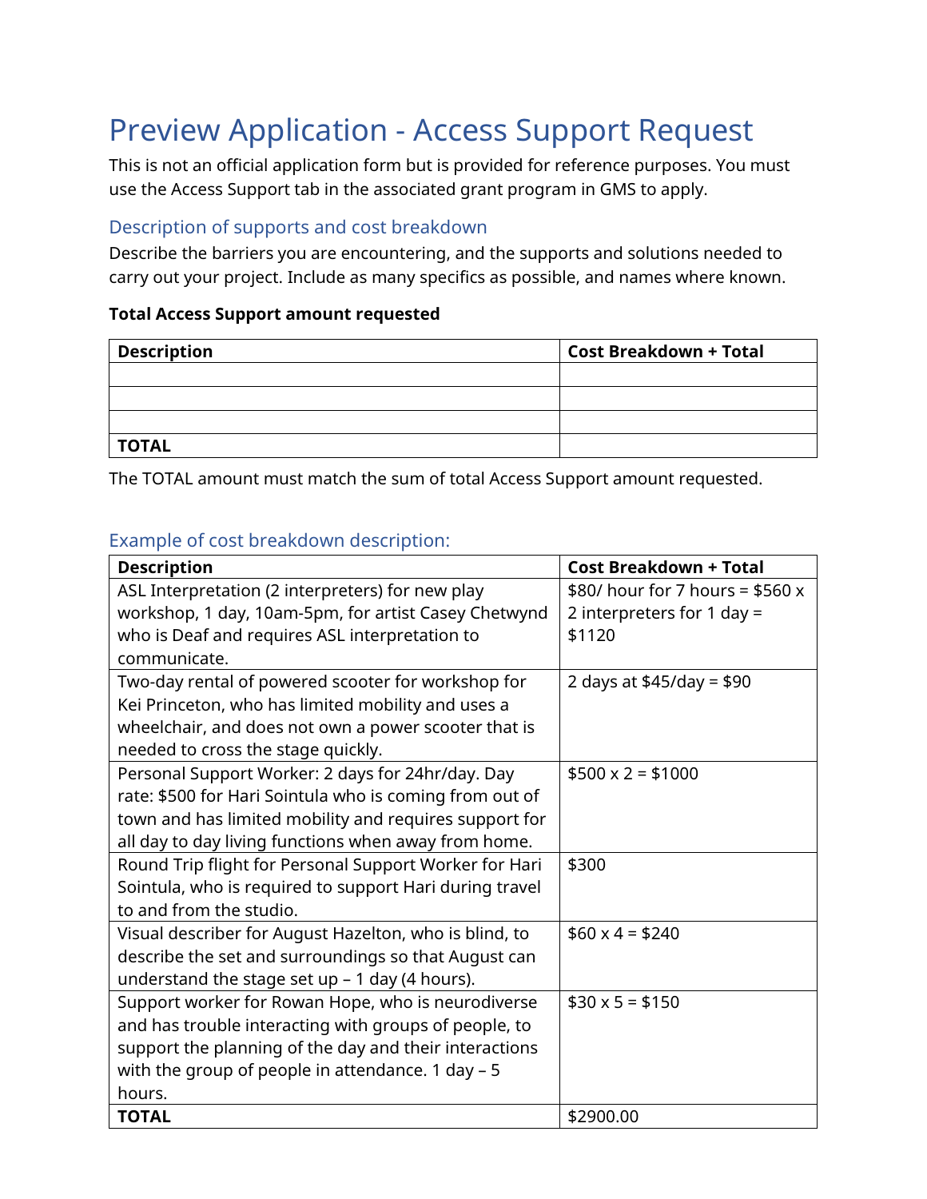# Preview Application - Access Support Request

This is not an official application form but is provided for reference purposes. You must use the Access Support tab in the associated grant program in GMS to apply.

## Description of supports and cost breakdown

Describe the barriers you are encountering, and the supports and solutions needed to carry out your project. Include as many specifics as possible, and names where known.

**Total Access Support amount requested**

| Description | Cost Breakdown + Total |
|---|---|
| | |
| | |
| | |
| **TOTAL** | |

The TOTAL amount must match the sum of total Access Support amount requested.

## Example of cost breakdown description:

| Description | Cost Breakdown + Total |
|---|---|
| ASL Interpretation (2 interpreters) for new play workshop, 1 day, 10am-5pm, for artist Casey Chetwynd who is Deaf and requires ASL interpretation to communicate. | $80/ hour for 7 hours = $560 x 2 interpreters for 1 day = $1120 |
| Two-day rental of powered scooter for workshop for Kei Princeton, who has limited mobility and uses a wheelchair, and does not own a power scooter that is needed to cross the stage quickly. | 2 days at $45/day = $90 |
| Personal Support Worker: 2 days for 24hr/day. Day rate: $500 for Hari Sointula who is coming from out of town and has limited mobility and requires support for all day to day living functions when away from home. | $500 x 2 = $1000 |
| Round Trip flight for Personal Support Worker for Hari Sointula, who is required to support Hari during travel to and from the studio. | $300 |
| Visual describer for August Hazelton, who is blind, to describe the set and surroundings so that August can understand the stage set up – 1 day (4 hours). | $60 x 4 = $240 |
| Support worker for Rowan Hope, who is neurodiverse and has trouble interacting with groups of people, to support the planning of the day and their interactions with the group of people in attendance. 1 day – 5 hours. | $30 x 5 = $150 |
| **TOTAL** | $2900.00 |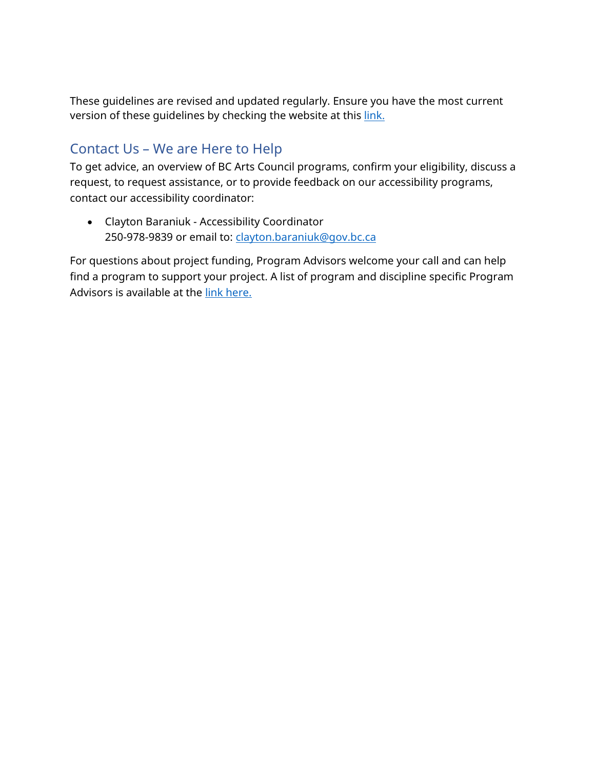These guidelines are revised and updated regularly. Ensure you have the most current version of these guidelines by checking the website at this link.

## Contact Us – We are Here to Help

To get advice, an overview of BC Arts Council programs, confirm your eligibility, discuss a request, to request assistance, or to provide feedback on our accessibility programs, contact our accessibility coordinator:

- Clayton Baraniuk - Accessibility Coordinator
  250-978-9839 or email to: clayton.baraniuk@gov.bc.ca

For questions about project funding, Program Advisors welcome your call and can help find a program to support your project. A list of program and discipline specific Program Advisors is available at the link here.